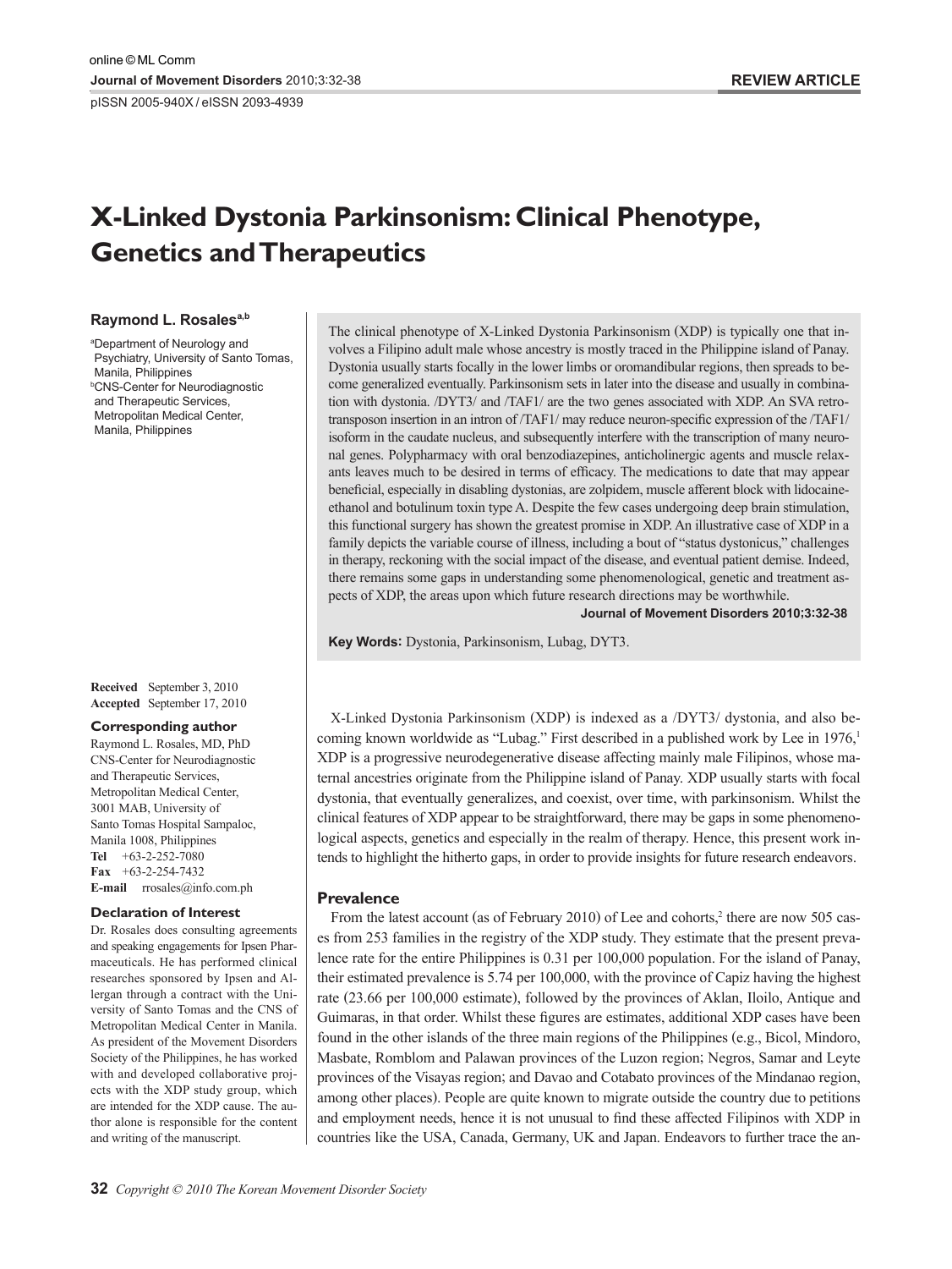# X-Linked Dystonia Parkinsonism: Clinical Phenotype, Genetics and Therapeutics

**Raymond L. Rosales**[a,b]

[a]Department of Neurology and Psychiatry, University of Santo Tomas, Manila, Philippines
[b]CNS-Center for Neurodiagnostic and Therapeutic Services, Metropolitan Medical Center, Manila, Philippines

The clinical phenotype of X-Linked Dystonia Parkinsonism (XDP) is typically one that involves a Filipino adult male whose ancestry is mostly traced in the Philippine island of Panay. Dystonia usually starts focally in the lower limbs or oromandibular regions, then spreads to become generalized eventually. Parkinsonism sets in later into the disease and usually in combination with dystonia. /DYT3/ and /TAF1/ are the two genes associated with XDP. An SVA retrotransposon insertion in an intron of /TAF1/ may reduce neuron-specific expression of the /TAF1/ isoform in the caudate nucleus, and subsequently interfere with the transcription of many neuronal genes. Polypharmacy with oral benzodiazepines, anticholinergic agents and muscle relaxants leaves much to be desired in terms of efficacy. The medications to date that may appear beneficial, especially in disabling dystonias, are zolpidem, muscle afferent block with lidocaine-ethanol and botulinum toxin type A. Despite the few cases undergoing deep brain stimulation, this functional surgery has shown the greatest promise in XDP. An illustrative case of XDP in a family depicts the variable course of illness, including a bout of "status dystonicus," challenges in therapy, reckoning with the social impact of the disease, and eventual patient demise. Indeed, there remains some gaps in understanding some phenomenological, genetic and treatment aspects of XDP, the areas upon which future research directions may be worthwhile.

**Key Words:** Dystonia, Parkinsonism, Lubag, DYT3.

**Received** September 3, 2010
**Accepted** September 17, 2010

**Corresponding author**
Raymond L. Rosales, MD, PhD
CNS-Center for Neurodiagnostic and Therapeutic Services,
Metropolitan Medical Center,
3001 MAB, University of Santo Tomas Hospital Sampaloc,
Manila 1008, Philippines
**Tel** +63-2-252-7080
**Fax** +63-2-254-7432
**E-mail** rrosales@info.com.ph

**Declaration of Interest**
Dr. Rosales does consulting agreements and speaking engagements for Ipsen Pharmaceuticals. He has performed clinical researches sponsored by Ipsen and Allergan through a contract with the University of Santo Tomas and the CNS of Metropolitan Medical Center in Manila. As president of the Movement Disorders Society of the Philippines, he has worked with and developed collaborative projects with the XDP study group, which are intended for the XDP cause. The author alone is responsible for the content and writing of the manuscript.

X-Linked Dystonia Parkinsonism (XDP) is indexed as a /DYT3/ dystonia, and also becoming known worldwide as "Lubag." First described in a published work by Lee in 1976,[1] XDP is a progressive neurodegenerative disease affecting mainly male Filipinos, whose maternal ancestries originate from the Philippine island of Panay. XDP usually starts with focal dystonia, that eventually generalizes, and coexist, over time, with parkinsonism. Whilst the clinical features of XDP appear to be straightforward, there may be gaps in some phenomenological aspects, genetics and especially in the realm of therapy. Hence, this present work intends to highlight the hitherto gaps, in order to provide insights for future research endeavors.

## Prevalence

From the latest account (as of February 2010) of Lee and cohorts,[2] there are now 505 cases from 253 families in the registry of the XDP study. They estimate that the present prevalence rate for the entire Philippines is 0.31 per 100,000 population. For the island of Panay, their estimated prevalence is 5.74 per 100,000, with the province of Capiz having the highest rate (23.66 per 100,000 estimate), followed by the provinces of Aklan, Iloilo, Antique and Guimaras, in that order. Whilst these figures are estimates, additional XDP cases have been found in the other islands of the three main regions of the Philippines (e.g., Bicol, Mindoro, Masbate, Romblom and Palawan provinces of the Luzon region; Negros, Samar and Leyte provinces of the Visayas region; and Davao and Cotabato provinces of the Mindanao region, among other places). People are quite known to migrate outside the country due to petitions and employment needs, hence it is not unusual to find these affected Filipinos with XDP in countries like the USA, Canada, Germany, UK and Japan. Endeavors to further trace the an-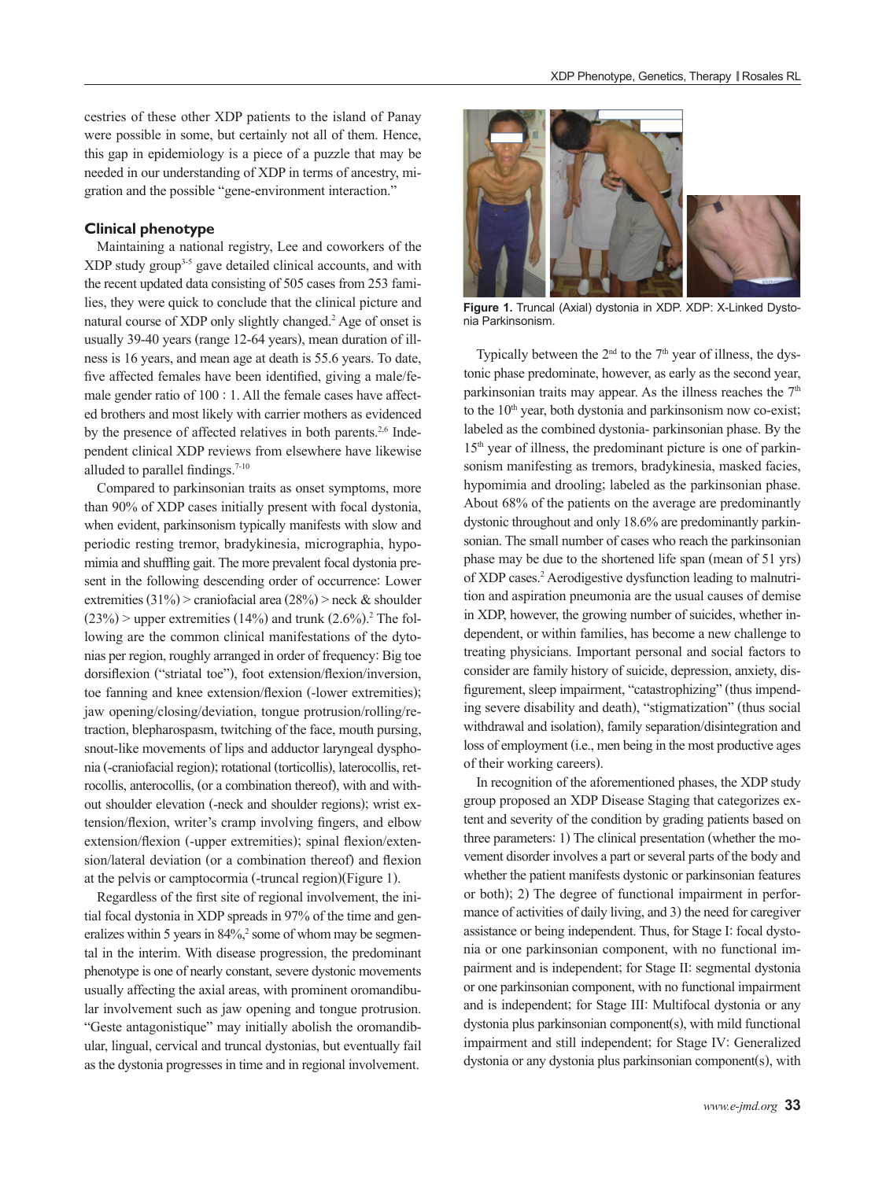cestries of these other XDP patients to the island of Panay were possible in some, but certainly not all of them. Hence, this gap in epidemiology is a piece of a puzzle that may be needed in our understanding of XDP in terms of ancestry, migration and the possible "gene-environment interaction."

## Clinical phenotype

Maintaining a national registry, Lee and coworkers of the XDP study group[3-5] gave detailed clinical accounts, and with the recent updated data consisting of 505 cases from 253 families, they were quick to conclude that the clinical picture and natural course of XDP only slightly changed.[2] Age of onset is usually 39-40 years (range 12-64 years), mean duration of illness is 16 years, and mean age at death is 55.6 years. To date, five affected females have been identified, giving a male/female gender ratio of 100 : 1. All the female cases have affected brothers and most likely with carrier mothers as evidenced by the presence of affected relatives in both parents.[2,6] Independent clinical XDP reviews from elsewhere have likewise alluded to parallel findings.[7-10]

Compared to parkinsonian traits as onset symptoms, more than 90% of XDP cases initially present with focal dystonia, when evident, parkinsonism typically manifests with slow and periodic resting tremor, bradykinesia, micrographia, hypomimia and shuffling gait. The more prevalent focal dystonia present in the following descending order of occurrence: Lower extremities (31%) > craniofacial area (28%) > neck & shoulder (23%) > upper extremities (14%) and trunk (2.6%).[2] The following are the common clinical manifestations of the dytonias per region, roughly arranged in order of frequency: Big toe dorsiflexion ("striatal toe"), foot extension/flexion/inversion, toe fanning and knee extension/flexion (-lower extremities); jaw opening/closing/deviation, tongue protrusion/rolling/retraction, blepharospasm, twitching of the face, mouth pursing, snout-like movements of lips and adductor laryngeal dysphonia (-craniofacial region); rotational (torticollis), laterocollis, retrocollis, anterocollis, (or a combination thereof), with and without shoulder elevation (-neck and shoulder regions); wrist extension/flexion, writer's cramp involving fingers, and elbow extension/flexion (-upper extremities); spinal flexion/extension/lateral deviation (or a combination thereof) and flexion at the pelvis or camptocormia (-truncal region)(Figure 1).

Regardless of the first site of regional involvement, the initial focal dystonia in XDP spreads in 97% of the time and generalizes within 5 years in 84%,[2] some of whom may be segmental in the interim. With disease progression, the predominant phenotype is one of nearly constant, severe dystonic movements usually affecting the axial areas, with prominent oromandibular involvement such as jaw opening and tongue protrusion. "Geste antagonistique" may initially abolish the oromandibular, lingual, cervical and truncal dystonias, but eventually fail as the dystonia progresses in time and in regional involvement.

**Figure 1.** Truncal (Axial) dystonia in XDP. XDP: X-Linked Dystonia Parkinsonism.

Typically between the 2nd to the 7th year of illness, the dystonic phase predominate, however, as early as the second year, parkinsonian traits may appear. As the illness reaches the 7th to the 10th year, both dystonia and parkinsonism now co-exist; labeled as the combined dystonia- parkinsonian phase. By the 15th year of illness, the predominant picture is one of parkinsonism manifesting as tremors, bradykinesia, masked facies, hypomimia and drooling; labeled as the parkinsonian phase. About 68% of the patients on the average are predominantly dystonic throughout and only 18.6% are predominantly parkinsonian. The small number of cases who reach the parkinsonian phase may be due to the shortened life span (mean of 51 yrs) of XDP cases.[2] Aerodigestive dysfunction leading to malnutrition and aspiration pneumonia are the usual causes of demise in XDP, however, the growing number of suicides, whether independent, or within families, has become a new challenge to treating physicians. Important personal and social factors to consider are family history of suicide, depression, anxiety, disfigurement, sleep impairment, "catastrophizing" (thus impending severe disability and death), "stigmatization" (thus social withdrawal and isolation), family separation/disintegration and loss of employment (i.e., men being in the most productive ages of their working careers).

In recognition of the aforementioned phases, the XDP study group proposed an XDP Disease Staging that categorizes extent and severity of the condition by grading patients based on three parameters: 1) The clinical presentation (whether the movement disorder involves a part or several parts of the body and whether the patient manifests dystonic or parkinsonian features or both); 2) The degree of functional impairment in performance of activities of daily living, and 3) the need for caregiver assistance or being independent. Thus, for Stage I: focal dystonia or one parkinsonian component, with no functional impairment and is independent; for Stage II: segmental dystonia or one parkinsonian component, with no functional impairment and is independent; for Stage III: Multifocal dystonia or any dystonia plus parkinsonian component(s), with mild functional impairment and still independent; for Stage IV: Generalized dystonia or any dystonia plus parkinsonian component(s), with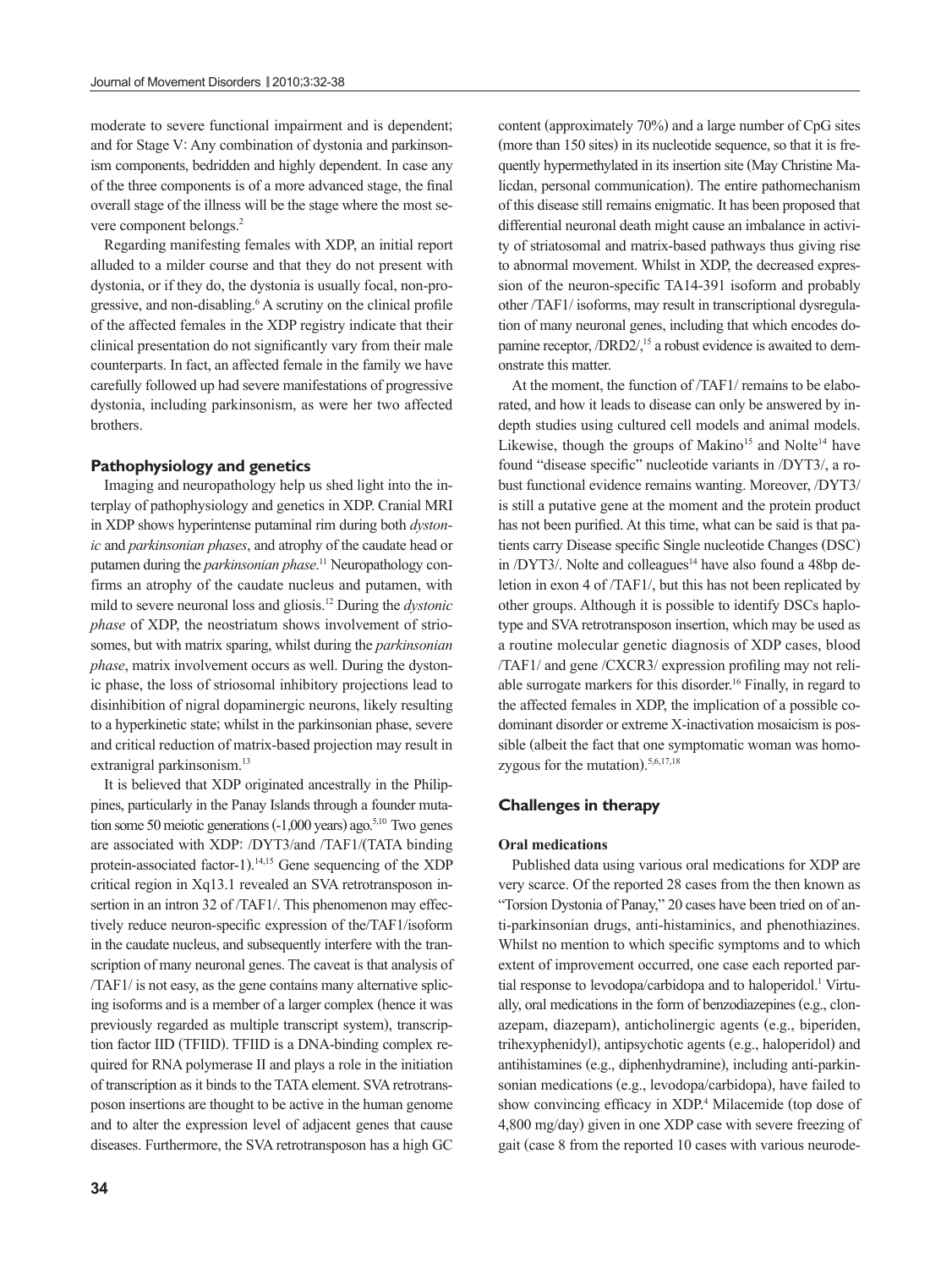moderate to severe functional impairment and is dependent; and for Stage V: Any combination of dystonia and parkinsonism components, bedridden and highly dependent. In case any of the three components is of a more advanced stage, the final overall stage of the illness will be the stage where the most severe component belongs.[2]

Regarding manifesting females with XDP, an initial report alluded to a milder course and that they do not present with dystonia, or if they do, the dystonia is usually focal, non-progressive, and non-disabling.[6] A scrutiny on the clinical profile of the affected females in the XDP registry indicate that their clinical presentation do not significantly vary from their male counterparts. In fact, an affected female in the family we have carefully followed up had severe manifestations of progressive dystonia, including parkinsonism, as were her two affected brothers.

## Pathophysiology and genetics

Imaging and neuropathology help us shed light into the interplay of pathophysiology and genetics in XDP. Cranial MRI in XDP shows hyperintense putaminal rim during both *dystonic* and *parkinsonian phases*, and atrophy of the caudate head or putamen during the *parkinsonian phase*.[11] Neuropathology confirms an atrophy of the caudate nucleus and putamen, with mild to severe neuronal loss and gliosis.[12] During the *dystonic phase* of XDP, the neostriatum shows involvement of striosomes, but with matrix sparing, whilst during the *parkinsonian phase*, matrix involvement occurs as well. During the dystonic phase, the loss of striosomal inhibitory projections lead to disinhibition of nigral dopaminergic neurons, likely resulting to a hyperkinetic state; whilst in the parkinsonian phase, severe and critical reduction of matrix-based projection may result in extranigral parkinsonism.[13]

It is believed that XDP originated ancestrally in the Philippines, particularly in the Panay Islands through a founder mutation some 50 meiotic generations (-1,000 years) ago.[5,10] Two genes are associated with XDP: /DYT3/and /TAF1/(TATA binding protein-associated factor-1).[14,15] Gene sequencing of the XDP critical region in Xq13.1 revealed an SVA retrotransposon insertion in an intron 32 of /TAF1/. This phenomenon may effectively reduce neuron-specific expression of the/TAF1/isoform in the caudate nucleus, and subsequently interfere with the transcription of many neuronal genes. The caveat is that analysis of /TAF1/ is not easy, as the gene contains many alternative splicing isoforms and is a member of a larger complex (hence it was previously regarded as multiple transcript system), transcription factor IID (TFIID). TFIID is a DNA-binding complex required for RNA polymerase II and plays a role in the initiation of transcription as it binds to the TATA element. SVA retrotransposon insertions are thought to be active in the human genome and to alter the expression level of adjacent genes that cause diseases. Furthermore, the SVA retrotransposon has a high GC content (approximately 70%) and a large number of CpG sites (more than 150 sites) in its nucleotide sequence, so that it is frequently hypermethylated in its insertion site (May Christine Malicdan, personal communication). The entire pathomechanism of this disease still remains enigmatic. It has been proposed that differential neuronal death might cause an imbalance in activity of striatosomal and matrix-based pathways thus giving rise to abnormal movement. Whilst in XDP, the decreased expression of the neuron-specific TA14-391 isoform and probably other /TAF1/ isoforms, may result in transcriptional dysregulation of many neuronal genes, including that which encodes dopamine receptor, /DRD2/,[15] a robust evidence is awaited to demonstrate this matter.

At the moment, the function of /TAF1/ remains to be elaborated, and how it leads to disease can only be answered by in-depth studies using cultured cell models and animal models. Likewise, though the groups of Makino[15] and Nolte[14] have found "disease specific" nucleotide variants in /DYT3/, a robust functional evidence remains wanting. Moreover, /DYT3/ is still a putative gene at the moment and the protein product has not been purified. At this time, what can be said is that patients carry Disease specific Single nucleotide Changes (DSC) in /DYT3/. Nolte and colleagues[14] have also found a 48bp deletion in exon 4 of /TAF1/, but this has not been replicated by other groups. Although it is possible to identify DSCs haplotype and SVA retrotransposon insertion, which may be used as a routine molecular genetic diagnosis of XDP cases, blood /TAF1/ and gene /CXCR3/ expression profiling may not reliable surrogate markers for this disorder.[16] Finally, in regard to the affected females in XDP, the implication of a possible co-dominant disorder or extreme X-inactivation mosaicism is possible (albeit the fact that one symptomatic woman was homozygous for the mutation).[5,6,17,18]

## Challenges in therapy

### Oral medications

Published data using various oral medications for XDP are very scarce. Of the reported 28 cases from the then known as "Torsion Dystonia of Panay," 20 cases have been tried on of anti-parkinsonian drugs, anti-histaminics, and phenothiazines. Whilst no mention to which specific symptoms and to which extent of improvement occurred, one case each reported partial response to levodopa/carbidopa and to haloperidol.[1] Virtually, oral medications in the form of benzodiazepines (e.g., clonazepam, diazepam), anticholinergic agents (e.g., biperiden, trihexyphenidyl), antipsychotic agents (e.g., haloperidol) and antihistamines (e.g., diphenhydramine), including anti-parkinsonian medications (e.g., levodopa/carbidopa), have failed to show convincing efficacy in XDP.[4] Milacemide (top dose of 4,800 mg/day) given in one XDP case with severe freezing of gait (case 8 from the reported 10 cases with various neurode-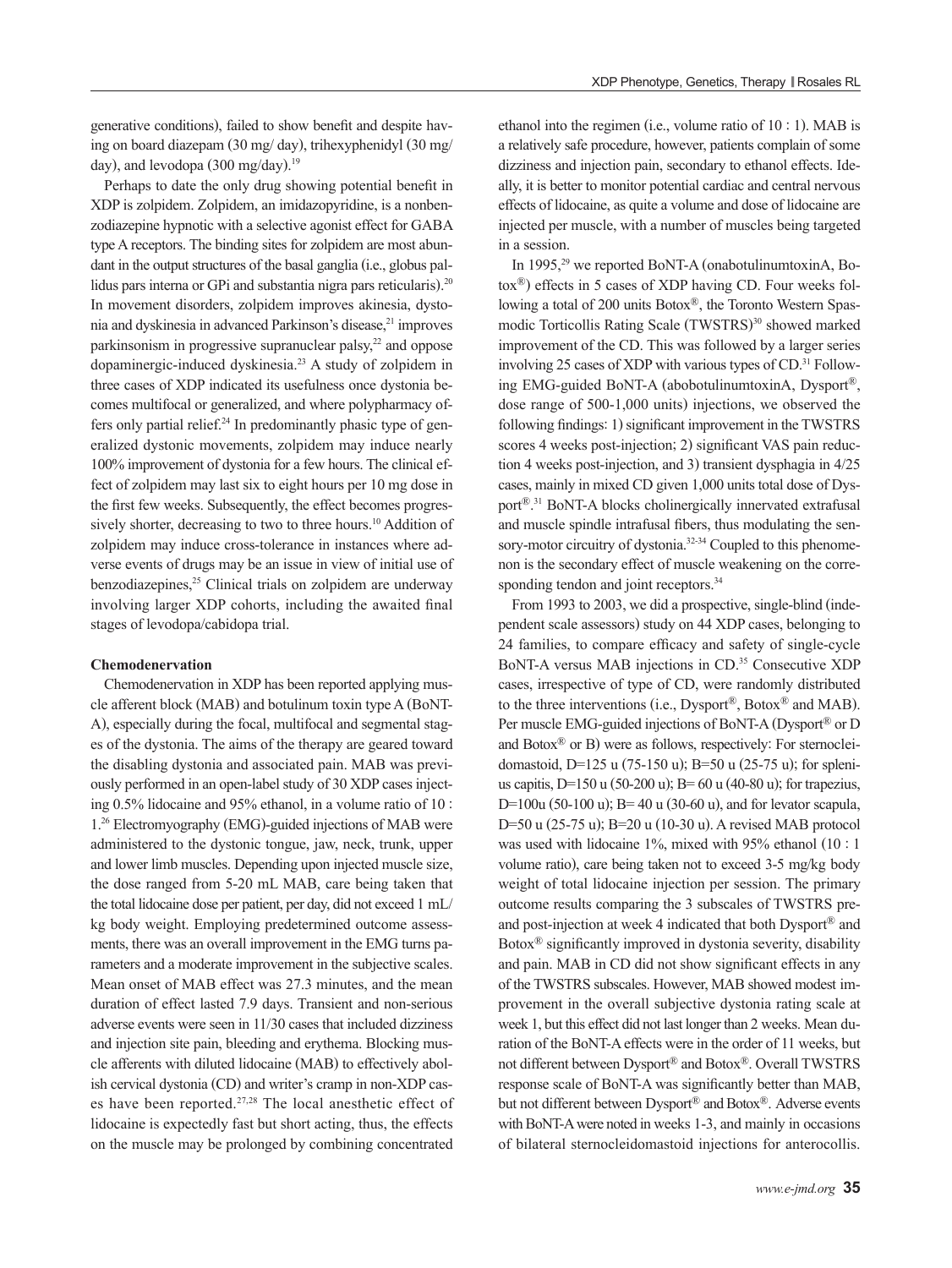generative conditions), failed to show benefit and despite having on board diazepam (30 mg/ day), trihexyphenidyl (30 mg/ day), and levodopa (300 mg/day).[19]

Perhaps to date the only drug showing potential benefit in XDP is zolpidem. Zolpidem, an imidazopyridine, is a nonbenzodiazepine hypnotic with a selective agonist effect for GABA type A receptors. The binding sites for zolpidem are most abundant in the output structures of the basal ganglia (i.e., globus pallidus pars interna or GPi and substantia nigra pars reticularis).[20] In movement disorders, zolpidem improves akinesia, dystonia and dyskinesia in advanced Parkinson's disease,[21] improves parkinsonism in progressive supranuclear palsy,[22] and oppose dopaminergic-induced dyskinesia.[23] A study of zolpidem in three cases of XDP indicated its usefulness once dystonia becomes multifocal or generalized, and where polypharmacy offers only partial relief.[24] In predominantly phasic type of generalized dystonic movements, zolpidem may induce nearly 100% improvement of dystonia for a few hours. The clinical effect of zolpidem may last six to eight hours per 10 mg dose in the first few weeks. Subsequently, the effect becomes progressively shorter, decreasing to two to three hours.[10] Addition of zolpidem may induce cross-tolerance in instances where adverse events of drugs may be an issue in view of initial use of benzodiazepines,[25] Clinical trials on zolpidem are underway involving larger XDP cohorts, including the awaited final stages of levodopa/cabidopa trial.

**Chemodenervation**

Chemodenervation in XDP has been reported applying muscle afferent block (MAB) and botulinum toxin type A (BoNT-A), especially during the focal, multifocal and segmental stages of the dystonia. The aims of the therapy are geared toward the disabling dystonia and associated pain. MAB was previously performed in an open-label study of 30 XDP cases injecting 0.5% lidocaine and 95% ethanol, in a volume ratio of 10 : 1.[26] Electromyography (EMG)-guided injections of MAB were administered to the dystonic tongue, jaw, neck, trunk, upper and lower limb muscles. Depending upon injected muscle size, the dose ranged from 5-20 mL MAB, care being taken that the total lidocaine dose per patient, per day, did not exceed 1 mL/kg body weight. Employing predetermined outcome assessments, there was an overall improvement in the EMG turns parameters and a moderate improvement in the subjective scales. Mean onset of MAB effect was 27.3 minutes, and the mean duration of effect lasted 7.9 days. Transient and non-serious adverse events were seen in 11/30 cases that included dizziness and injection site pain, bleeding and erythema. Blocking muscle afferents with diluted lidocaine (MAB) to effectively abolish cervical dystonia (CD) and writer's cramp in non-XDP cases have been reported.[27,28] The local anesthetic effect of lidocaine is expectedly fast but short acting, thus, the effects on the muscle may be prolonged by combining concentrated ethanol into the regimen (i.e., volume ratio of 10 : 1). MAB is a relatively safe procedure, however, patients complain of some dizziness and injection pain, secondary to ethanol effects. Ideally, it is better to monitor potential cardiac and central nervous effects of lidocaine, as quite a volume and dose of lidocaine are injected per muscle, with a number of muscles being targeted in a session.

In 1995,[29] we reported BoNT-A (onabotulinumtoxinA, Botox®) effects in 5 cases of XDP having CD. Four weeks following a total of 200 units Botox®, the Toronto Western Spasmodic Torticollis Rating Scale (TWSTRS)[30] showed marked improvement of the CD. This was followed by a larger series involving 25 cases of XDP with various types of CD.[31] Following EMG-guided BoNT-A (abobotulinumtoxinA, Dysport®, dose range of 500-1,000 units) injections, we observed the following findings: 1) significant improvement in the TWSTRS scores 4 weeks post-injection; 2) significant VAS pain reduction 4 weeks post-injection, and 3) transient dysphagia in 4/25 cases, mainly in mixed CD given 1,000 units total dose of Dysport®.[31] BoNT-A blocks cholinergically innervated extrafusal and muscle spindle intrafusal fibers, thus modulating the sensory-motor circuitry of dystonia.[32-34] Coupled to this phenomenon is the secondary effect of muscle weakening on the corresponding tendon and joint receptors.[34]

From 1993 to 2003, we did a prospective, single-blind (independent scale assessors) study on 44 XDP cases, belonging to 24 families, to compare efficacy and safety of single-cycle BoNT-A versus MAB injections in CD.[35] Consecutive XDP cases, irrespective of type of CD, were randomly distributed to the three interventions (i.e., Dysport®, Botox® and MAB). Per muscle EMG-guided injections of BoNT-A (Dysport® or D and Botox® or B) were as follows, respectively: For sternocleidomastoid, D=125 u (75-150 u); B=50 u (25-75 u); for splenius capitis, D=150 u (50-200 u); B= 60 u (40-80 u); for trapezius, D=100u (50-100 u); B= 40 u (30-60 u), and for levator scapula, D=50 u (25-75 u); B=20 u (10-30 u). A revised MAB protocol was used with lidocaine 1%, mixed with 95% ethanol (10 : 1 volume ratio), care being taken not to exceed 3-5 mg/kg body weight of total lidocaine injection per session. The primary outcome results comparing the 3 subscales of TWSTRS pre- and post-injection at week 4 indicated that both Dysport® and Botox® significantly improved in dystonia severity, disability and pain. MAB in CD did not show significant effects in any of the TWSTRS subscales. However, MAB showed modest improvement in the overall subjective dystonia rating scale at week 1, but this effect did not last longer than 2 weeks. Mean duration of the BoNT-A effects were in the order of 11 weeks, but not different between Dysport® and Botox®. Overall TWSTRS response scale of BoNT-A was significantly better than MAB, but not different between Dysport® and Botox®. Adverse events with BoNT-A were noted in weeks 1-3, and mainly in occasions of bilateral sternocleidomastoid injections for anterocollis.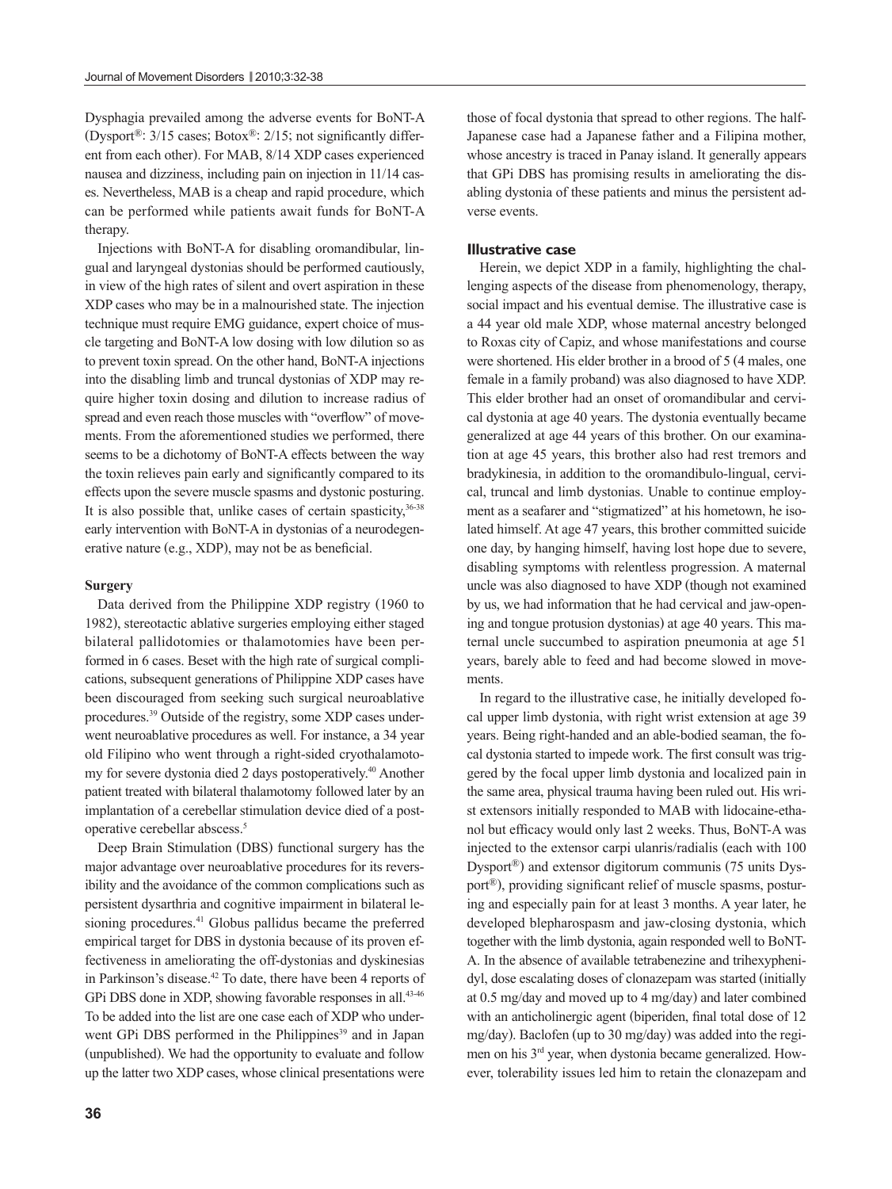Dysphagia prevailed among the adverse events for BoNT-A (Dysport®: 3/15 cases; Botox®: 2/15; not significantly different from each other). For MAB, 8/14 XDP cases experienced nausea and dizziness, including pain on injection in 11/14 cases. Nevertheless, MAB is a cheap and rapid procedure, which can be performed while patients await funds for BoNT-A therapy.

Injections with BoNT-A for disabling oromandibular, lingual and laryngeal dystonias should be performed cautiously, in view of the high rates of silent and overt aspiration in these XDP cases who may be in a malnourished state. The injection technique must require EMG guidance, expert choice of muscle targeting and BoNT-A low dosing with low dilution so as to prevent toxin spread. On the other hand, BoNT-A injections into the disabling limb and truncal dystonias of XDP may require higher toxin dosing and dilution to increase radius of spread and even reach those muscles with "overflow" of movements. From the aforementioned studies we performed, there seems to be a dichotomy of BoNT-A effects between the way the toxin relieves pain early and significantly compared to its effects upon the severe muscle spasms and dystonic posturing. It is also possible that, unlike cases of certain spasticity,[36-38] early intervention with BoNT-A in dystonias of a neurodegenerative nature (e.g., XDP), may not be as beneficial.

### Surgery

Data derived from the Philippine XDP registry (1960 to 1982), stereotactic ablative surgeries employing either staged bilateral pallidotomies or thalamotomies have been performed in 6 cases. Beset with the high rate of surgical complications, subsequent generations of Philippine XDP cases have been discouraged from seeking such surgical neuroablative procedures.[39] Outside of the registry, some XDP cases underwent neuroablative procedures as well. For instance, a 34 year old Filipino who went through a right-sided cryothalamotomy for severe dystonia died 2 days postoperatively.[40] Another patient treated with bilateral thalamotomy followed later by an implantation of a cerebellar stimulation device died of a postoperative cerebellar abscess.[5]

Deep Brain Stimulation (DBS) functional surgery has the major advantage over neuroablative procedures for its reversibility and the avoidance of the common complications such as persistent dysarthria and cognitive impairment in bilateral lesioning procedures.[41] Globus pallidus became the preferred empirical target for DBS in dystonia because of its proven effectiveness in ameliorating the off-dystonias and dyskinesias in Parkinson's disease.[42] To date, there have been 4 reports of GPi DBS done in XDP, showing favorable responses in all.[43-46] To be added into the list are one case each of XDP who underwent GPi DBS performed in the Philippines[39] and in Japan (unpublished). We had the opportunity to evaluate and follow up the latter two XDP cases, whose clinical presentations were those of focal dystonia that spread to other regions. The half-Japanese case had a Japanese father and a Filipina mother, whose ancestry is traced in Panay island. It generally appears that GPi DBS has promising results in ameliorating the disabling dystonia of these patients and minus the persistent adverse events.

### Illustrative case

Herein, we depict XDP in a family, highlighting the challenging aspects of the disease from phenomenology, therapy, social impact and his eventual demise. The illustrative case is a 44 year old male XDP, whose maternal ancestry belonged to Roxas city of Capiz, and whose manifestations and course were shortened. His elder brother in a brood of 5 (4 males, one female in a family proband) was also diagnosed to have XDP. This elder brother had an onset of oromandibular and cervical dystonia at age 40 years. The dystonia eventually became generalized at age 44 years of this brother. On our examination at age 45 years, this brother also had rest tremors and bradykinesia, in addition to the oromandibulo-lingual, cervical, truncal and limb dystonias. Unable to continue employment as a seafarer and "stigmatized" at his hometown, he isolated himself. At age 47 years, this brother committed suicide one day, by hanging himself, having lost hope due to severe, disabling symptoms with relentless progression. A maternal uncle was also diagnosed to have XDP (though not examined by us, we had information that he had cervical and jaw-opening and tongue protusion dystonias) at age 40 years. This maternal uncle succumbed to aspiration pneumonia at age 51 years, barely able to feed and had become slowed in movements.

In regard to the illustrative case, he initially developed focal upper limb dystonia, with right wrist extension at age 39 years. Being right-handed and an able-bodied seaman, the focal dystonia started to impede work. The first consult was triggered by the focal upper limb dystonia and localized pain in the same area, physical trauma having been ruled out. His wrist extensors initially responded to MAB with lidocaine-ethanol but efficacy would only last 2 weeks. Thus, BoNT-A was injected to the extensor carpi ulanris/radialis (each with 100 Dysport®) and extensor digitorum communis (75 units Dysport®), providing significant relief of muscle spasms, posturing and especially pain for at least 3 months. A year later, he developed blepharospasm and jaw-closing dystonia, which together with the limb dystonia, again responded well to BoNT-A. In the absence of available tetrabenezine and trihexyphenidyl, dose escalating doses of clonazepam was started (initially at 0.5 mg/day and moved up to 4 mg/day) and later combined with an anticholinergic agent (biperiden, final total dose of 12 mg/day). Baclofen (up to 30 mg/day) was added into the regimen on his 3rd year, when dystonia became generalized. However, tolerability issues led him to retain the clonazepam and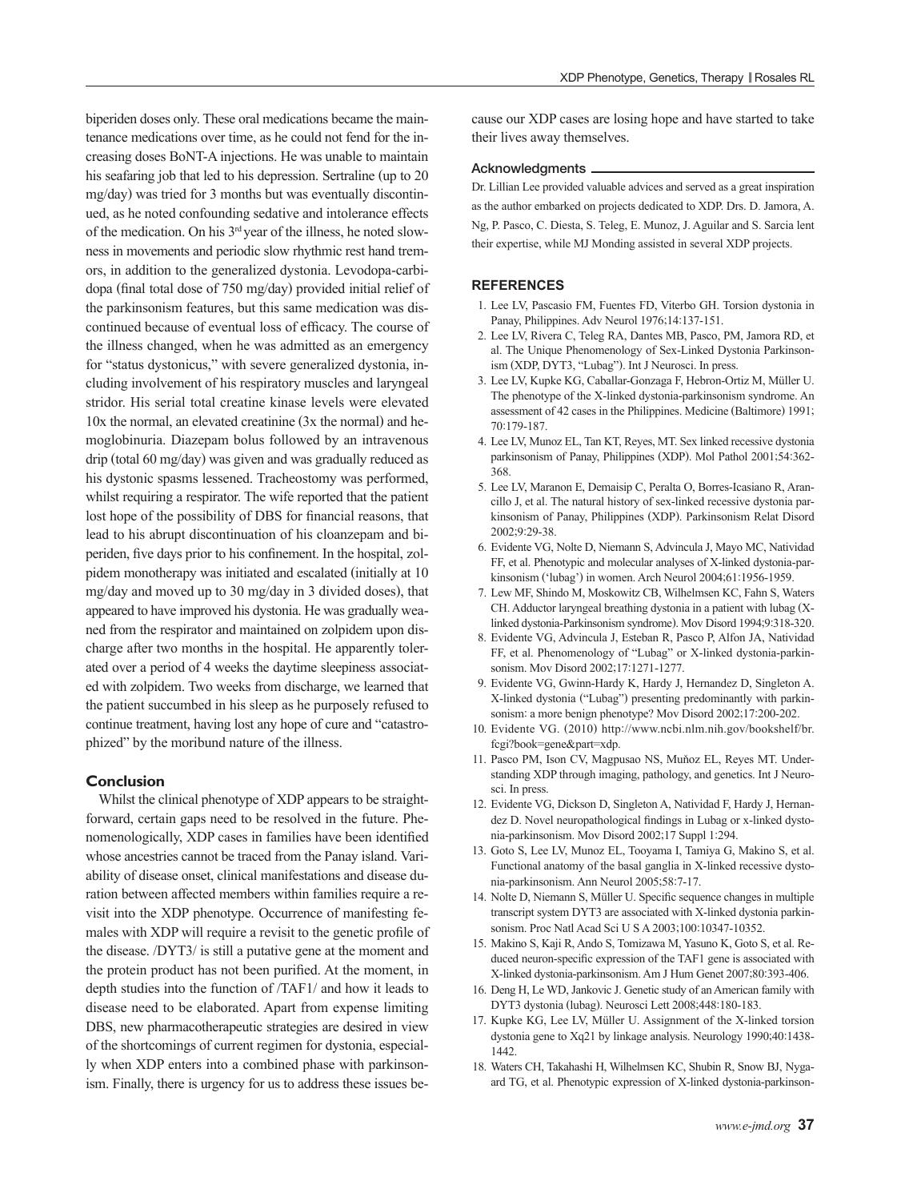biperiden doses only. These oral medications became the maintenance medications over time, as he could not fend for the increasing doses BoNT-A injections. He was unable to maintain his seafaring job that led to his depression. Sertraline (up to 20 mg/day) was tried for 3 months but was eventually discontinued, as he noted confounding sedative and intolerance effects of the medication. On his 3rd year of the illness, he noted slowness in movements and periodic slow rhythmic rest hand tremors, in addition to the generalized dystonia. Levodopa-carbidopa (final total dose of 750 mg/day) provided initial relief of the parkinsonism features, but this same medication was discontinued because of eventual loss of efficacy. The course of the illness changed, when he was admitted as an emergency for "status dystonicus," with severe generalized dystonia, including involvement of his respiratory muscles and laryngeal stridor. His serial total creatine kinase levels were elevated 10x the normal, an elevated creatinine (3x the normal) and hemoglobinuria. Diazepam bolus followed by an intravenous drip (total 60 mg/day) was given and was gradually reduced as his dystonic spasms lessened. Tracheostomy was performed, whilst requiring a respirator. The wife reported that the patient lost hope of the possibility of DBS for financial reasons, that lead to his abrupt discontinuation of his cloanzepam and biperiden, five days prior to his confinement. In the hospital, zolpidem monotherapy was initiated and escalated (initially at 10 mg/day and moved up to 30 mg/day in 3 divided doses), that appeared to have improved his dystonia. He was gradually weaned from the respirator and maintained on zolpidem upon discharge after two months in the hospital. He apparently tolerated over a period of 4 weeks the daytime sleepiness associated with zolpidem. Two weeks from discharge, we learned that the patient succumbed in his sleep as he purposely refused to continue treatment, having lost any hope of cure and "catastrophized" by the moribund nature of the illness.

## Conclusion

Whilst the clinical phenotype of XDP appears to be straightforward, certain gaps need to be resolved in the future. Phenomenologically, XDP cases in families have been identified whose ancestries cannot be traced from the Panay island. Variability of disease onset, clinical manifestations and disease duration between affected members within families require a revisit into the XDP phenotype. Occurrence of manifesting females with XDP will require a revisit to the genetic profile of the disease. /DYT3/ is still a putative gene at the moment and the protein product has not been purified. At the moment, in depth studies into the function of /TAF1/ and how it leads to disease need to be elaborated. Apart from expense limiting DBS, new pharmacotherapeutic strategies are desired in view of the shortcomings of current regimen for dystonia, especially when XDP enters into a combined phase with parkinsonism. Finally, there is urgency for us to address these issues because our XDP cases are losing hope and have started to take their lives away themselves.

### Acknowledgments

Dr. Lillian Lee provided valuable advices and served as a great inspiration as the author embarked on projects dedicated to XDP. Drs. D. Jamora, A. Ng, P. Pasco, C. Diesta, S. Teleg, E. Munoz, J. Aguilar and S. Sarcia lent their expertise, while MJ Monding assisted in several XDP projects.

## REFERENCES

1. Lee LV, Pascasio FM, Fuentes FD, Viterbo GH. Torsion dystonia in Panay, Philippines. Adv Neurol 1976;14:137-151.
2. Lee LV, Rivera C, Teleg RA, Dantes MB, Pasco, PM, Jamora RD, et al. The Unique Phenomenology of Sex-Linked Dystonia Parkinsonism (XDP, DYT3, "Lubag"). Int J Neurosci. In press.
3. Lee LV, Kupke KG, Caballar-Gonzaga F, Hebron-Ortiz M, Müller U. The phenotype of the X-linked dystonia-parkinsonism syndrome. An assessment of 42 cases in the Philippines. Medicine (Baltimore) 1991; 70:179-187.
4. Lee LV, Munoz EL, Tan KT, Reyes, MT. Sex linked recessive dystonia parkinsonism of Panay, Philippines (XDP). Mol Pathol 2001;54:362-368.
5. Lee LV, Maranon E, Demaisip C, Peralta O, Borres-Icasiano R, Arancillo J, et al. The natural history of sex-linked recessive dystonia parkinsonism of Panay, Philippines (XDP). Parkinsonism Relat Disord 2002;9:29-38.
6. Evidente VG, Nolte D, Niemann S, Advincula J, Mayo MC, Natividad FF, et al. Phenotypic and molecular analyses of X-linked dystonia-parkinsonism ('lubag') in women. Arch Neurol 2004;61:1956-1959.
7. Lew MF, Shindo M, Moskowitz CB, Wilhelmsen KC, Fahn S, Waters CH. Adductor laryngeal breathing dystonia in a patient with lubag (X-linked dystonia-Parkinsonism syndrome). Mov Disord 1994;9:318-320.
8. Evidente VG, Advincula J, Esteban R, Pasco P, Alfon JA, Natividad FF, et al. Phenomenology of "Lubag" or X-linked dystonia-parkinsonism. Mov Disord 2002;17:1271-1277.
9. Evidente VG, Gwinn-Hardy K, Hardy J, Hernandez D, Singleton A. X-linked dystonia ("Lubag") presenting predominantly with parkinsonism: a more benign phenotype? Mov Disord 2002;17:200-202.
10. Evidente VG. (2010) http://www.ncbi.nlm.nih.gov/bookshelf/br.fcgi?book=gene&part=xdp.
11. Pasco PM, Ison CV, Magpusao NS, Muňoz EL, Reyes MT. Understanding XDP through imaging, pathology, and genetics. Int J Neurosci. In press.
12. Evidente VG, Dickson D, Singleton A, Natividad F, Hardy J, Hernandez D. Novel neuropathological findings in Lubag or x-linked dystonia-parkinsonism. Mov Disord 2002;17 Suppl 1:294.
13. Goto S, Lee LV, Munoz EL, Tooyama I, Tamiya G, Makino S, et al. Functional anatomy of the basal ganglia in X-linked recessive dystonia-parkinsonism. Ann Neurol 2005;58:7-17.
14. Nolte D, Niemann S, Müller U. Specific sequence changes in multiple transcript system DYT3 are associated with X-linked dystonia parkinsonism. Proc Natl Acad Sci U S A 2003;100:10347-10352.
15. Makino S, Kaji R, Ando S, Tomizawa M, Yasuno K, Goto S, et al. Reduced neuron-specific expression of the TAF1 gene is associated with X-linked dystonia-parkinsonism. Am J Hum Genet 2007;80:393-406.
16. Deng H, Le WD, Jankovic J. Genetic study of an American family with DYT3 dystonia (lubag). Neurosci Lett 2008;448:180-183.
17. Kupke KG, Lee LV, Müller U. Assignment of the X-linked torsion dystonia gene to Xq21 by linkage analysis. Neurology 1990;40:1438-1442.
18. Waters CH, Takahashi H, Wilhelmsen KC, Shubin R, Snow BJ, Nygaard TG, et al. Phenotypic expression of X-linked dystonia-parkinson-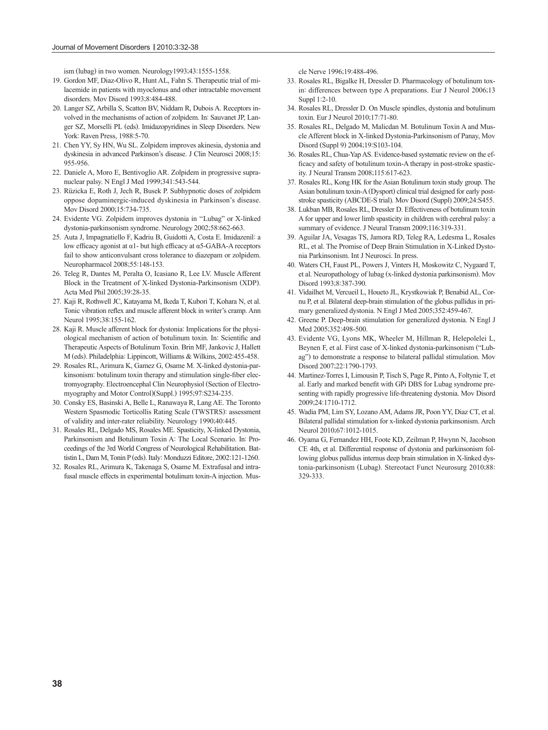ism (lubag) in two women. Neurology1993;43:1555-1558.

19. Gordon MF, Diaz-Olivo R, Hunt AL, Fahn S. Therapeutic trial of milacemide in patients with myoclonus and other intractable movement disorders. Mov Disord 1993;8:484-488.
20. Langer SZ, Arbilla S, Scatton BV, Niddam R, Dubois A. Receptors involved in the mechanisms of action of zolpidem. In: Sauvanet JP, Langer SZ, Morselli PL (eds). Imidazopyridines in Sleep Disorders. New York: Raven Press, 1988:5-70.
21. Chen YY, Sy HN, Wu SL. Zolpidem improves akinesia, dystonia and dyskinesia in advanced Parkinson's disease. J Clin Neurosci 2008;15: 955-956.
22. Daniele A, Moro E, Bentivoglio AR. Zolpidem in progressive supranuclear palsy. N Engl J Med 1999;341:543-544.
23. Rüzicka E, Roth J, Jech R, Busek P. Subhypnotic doses of zolpidem oppose dopaminergic-induced dyskinesia in Parkinson's disease. Mov Disord 2000;15:734-735.
24. Evidente VG. Zolpidem improves dystonia in "Lubag" or X-linked dystonia-parkinsonism syndrome. Neurology 2002;58:662-663.
25. Auta J, Impagnatiello F, Kadriu B, Guidotti A, Costa E. Imidazenil: a low efficacy agonist at α1- but high efficacy at α5-GABA-A receptors fail to show anticonvulsant cross tolerance to diazepam or zolpidem. Neuropharmacol 2008;55:148-153.
26. Teleg R, Dantes M, Peralta O, Icasiano R, Lee LV. Muscle Afferent Block in the Treatment of X-linked Dystonia-Parkinsonism (XDP). Acta Med Phil 2005;39:28-35.
27. Kaji R, Rothwell JC, Katayama M, Ikeda T, Kubori T, Kohara N, et al. Tonic vibration reflex and muscle afferent block in writer's cramp. Ann Neurol 1995;38:155-162.
28. Kaji R. Muscle afferent block for dystonia: Implications for the physiological mechanism of action of botulinum toxin. In: Scientific and Therapeutic Aspects of Botulinum Toxin. Brin MF, Jankovic J, Hallett M (eds). Philadelphia: Lippincott, Williams & Wilkins, 2002:455-458.
29. Rosales RL, Arimura K, Gamez G, Osame M. X-linked dystonia-parkinsonism: botulinum toxin therapy and stimulation single-fiber electromyography. Electroencephal Clin Neurophysiol (Section of Electromyography and Motor Control)(Suppl.) 1995;97:S234-235.
30. Consky ES, Basinski A, Belle L, Ranawaya R, Lang AE. The Toronto Western Spasmodic Torticollis Rating Scale (TWSTRS): assessment of validity and inter-rater reliability. Neurology 1990;40:445.
31. Rosales RL, Delgado MS, Rosales ME. Spasticity, X-linked Dystonia, Parkinsonism and Botulinum Toxin A: The Local Scenario. In: Proceedings of the 3rd World Congress of Neurological Rehabilitation. Battistin L, Dam M, Tonin P (eds). Italy: Monduzzi Editore, 2002:121-1260.
32. Rosales RL, Arimura K, Takenaga S, Osame M. Extrafusal and intrafusal muscle effects in experimental botulinum toxin-A injection. Muscle Nerve 1996;19:488-496.
33. Rosales RL, Bigalke H, Dressler D. Pharmacology of botulinum toxin: differences between type A preparations. Eur J Neurol 2006;13 Suppl 1:2-10.
34. Rosales RL, Dressler D. On Muscle spindles, dystonia and botulinum toxin. Eur J Neurol 2010;17:71-80.
35. Rosales RL, Delgado M, Malicdan M. Botulinum Toxin A and Muscle Afferent block in X-linked Dystonia-Parkinsonism of Panay, Mov Disord (Suppl 9) 2004;19:S103-104.
36. Rosales RL, Chua-Yap AS. Evidence-based systematic review on the efficacy and safety of botulinum toxin-A therapy in post-stroke spasticity. J Neural Transm 2008;115:617-623.
37. Rosales RL, Kong HK for the Asian Botulinum toxin study group. The Asian botulinum toxin-A (Dysport) clinical trial designed for early post-stroke spasticity (ABCDE-S trial). Mov Disord (Suppl) 2009;24:S455.
38. Lukban MB, Rosales RL, Dressler D. Effectiveness of botulinum toxin A for upper and lower limb spasticity in children with cerebral palsy: a summary of evidence. J Neural Transm 2009;116:319-331.
39. Aguilar JA, Vesagas TS, Jamora RD, Teleg RA, Ledesma L, Rosales RL, et al. The Promise of Deep Brain Stimulation in X-Linked Dystonia Parkinsonism. Int J Neurosci. In press.
40. Waters CH, Faust PL, Powers J, Vinters H, Moskowitz C, Nygaard T, et al. Neuropathology of lubag (x-linked dystonia parkinsonism). Mov Disord 1993;8:387-390.
41. Vidailhet M, Vercueil L, Houeto JL, Krystkowiak P, Benabid AL, Cornu P, et al. Bilateral deep-brain stimulation of the globus pallidus in primary generalized dystonia. N Engl J Med 2005;352:459-467.
42. Greene P. Deep-brain stimulation for generalized dystonia. N Engl J Med 2005;352:498-500.
43. Evidente VG, Lyons MK, Wheeler M, Hillman R, Helepolelei L, Beynen F, et al. First case of X-linked dystonia-parkinsonism ("Lubag") to demonstrate a response to bilateral pallidal stimulation. Mov Disord 2007;22:1790-1793.
44. Martinez-Torres I, Limousin P, Tisch S, Page R, Pinto A, Foltynie T, et al. Early and marked benefit with GPi DBS for Lubag syndrome presenting with rapidly progressive life-threatening dystonia. Mov Disord 2009;24:1710-1712.
45. Wadia PM, Lim SY, Lozano AM, Adams JR, Poon YY, Diaz CT, et al. Bilateral pallidal stimulation for x-linked dystonia parkinsonism. Arch Neurol 2010;67:1012-1015.
46. Oyama G, Fernandez HH, Foote KD, Zeilman P, Hwynn N, Jacobson CE 4th, et al. Differential response of dystonia and parkinsonism following globus pallidus internus deep brain stimulation in X-linked dystonia-parkinsonism (Lubag). Stereotact Funct Neurosurg 2010;88: 329-333.